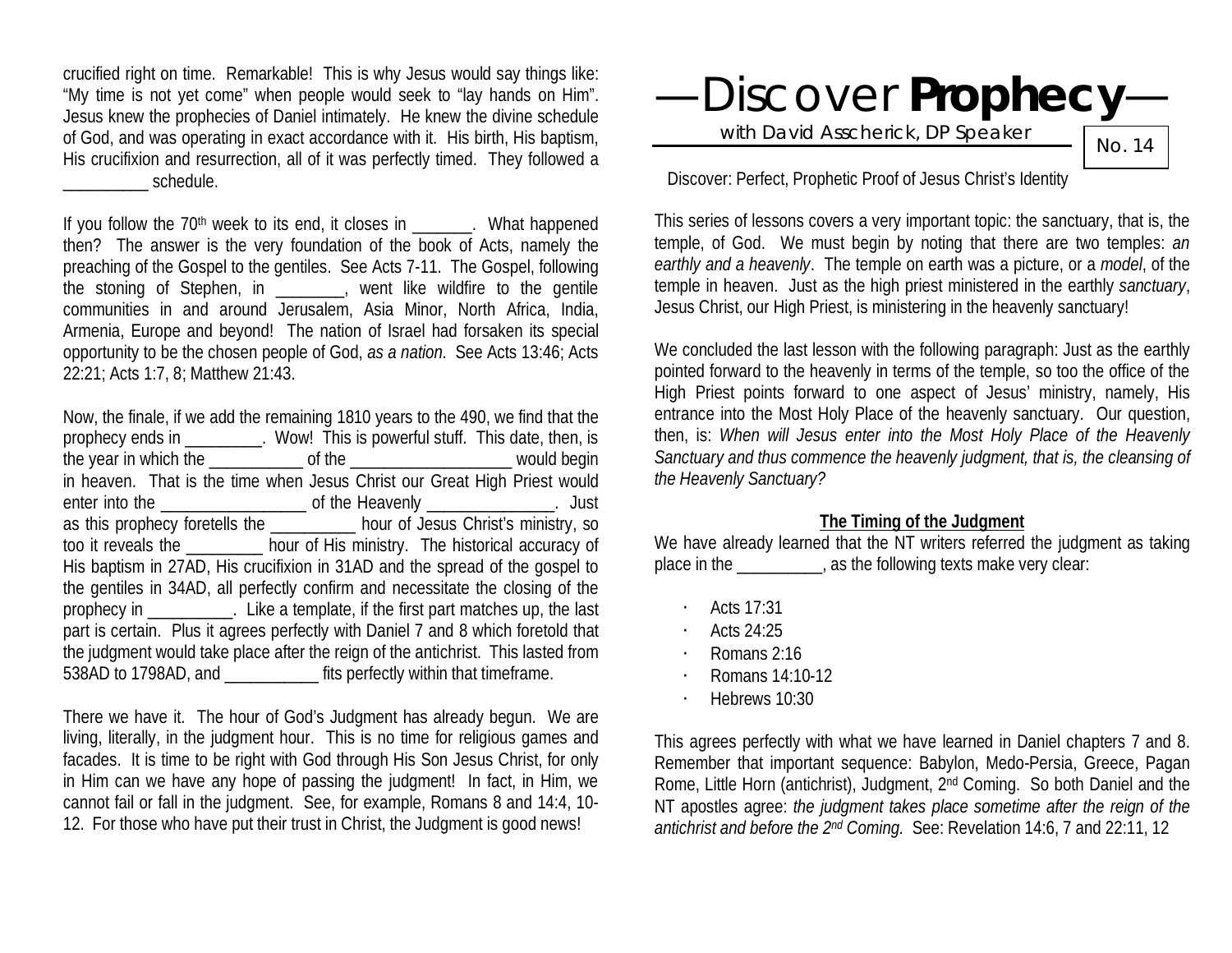crucified right on time. Remarkable! This is why Jesus would say things like: "My time is not yet come" when people would seek to "lay hands on Him". Jesus knew the prophecies of Daniel intimately. He knew the divine schedule of God, and was operating in exact accordance with it. His birth, His baptism, His crucifixion and resurrection, all of it was perfectly timed. They followed a __________ schedule.

If you follow the 70th week to its end, it closes in _______. What happened then? The answer is the very foundation of the book of Acts, namely the preaching of the Gospel to the gentiles. See Acts 7-11. The Gospel, following the stoning of Stephen, in ________, went like wildfire to the gentile communities in and around Jerusalem, Asia Minor, North Africa, India, Armenia, Europe and beyond! The nation of Israel had forsaken its special opportunity to be the chosen people of God, *as a nation*. See Acts 13:46; Acts 22:21; Acts 1:7, 8; Matthew 21:43.

Now, the finale, if we add the remaining 1810 years to the 490, we find that the prophecy ends in _________. Wow! This is powerful stuff. This date, then, is the year in which the ___________ of the ___________________ would begin in heaven. That is the time when Jesus Christ our Great High Priest would enter into the _________________ of the Heavenly _______________. Just as this prophecy foretells the __________ hour of Jesus Christ's ministry, so too it reveals the _________ hour of His ministry. The historical accuracy of His baptism in 27AD, His crucifixion in 31AD and the spread of the gospel to the gentiles in 34AD, all perfectly confirm and necessitate the closing of the prophecy in __________. Like a template, if the first part matches up, the last part is certain. Plus it agrees perfectly with Daniel 7 and 8 which foretold that the judgment would take place after the reign of the antichrist. This lasted from 538AD to 1798AD, and ___________ fits perfectly within that timeframe.

There we have it. The hour of God's Judgment has already begun. We are living, literally, in the judgment hour. This is no time for religious games and facades. It is time to be right with God through His Son Jesus Christ, for only in Him can we have any hope of passing the judgment! In fact, in Him, we cannot fail or fall in the judgment. See, for example, Romans 8 and 14:4, 10-12. For those who have put their trust in Christ, the Judgment is good news!

# —Discover **Prophecy**—

with David Asscherick, DP Speaker

No. 14

Discover: Perfect, Prophetic Proof of Jesus Christ's Identity

This series of lessons covers a very important topic: the sanctuary, that is, the temple, of God. We must begin by noting that there are two temples: *an earthly and a heavenly*. The temple on earth was a picture, or a *model*, of the temple in heaven. Just as the high priest ministered in the earthly *sanctuary*, Jesus Christ, our High Priest, is ministering in the heavenly sanctuary!

We concluded the last lesson with the following paragraph: Just as the earthly pointed forward to the heavenly in terms of the temple, so too the office of the High Priest points forward to one aspect of Jesus' ministry, namely, His entrance into the Most Holy Place of the heavenly sanctuary. Our question, then, is: *When will Jesus enter into the Most Holy Place of the Heavenly Sanctuary and thus commence the heavenly judgment, that is, the cleansing of the Heavenly Sanctuary?*

## The Timing of the Judgment

We have already learned that the NT writers referred the judgment as taking place in the __________, as the following texts make very clear:

- Acts 17:31
- Acts 24:25
- Romans 2:16
- Romans 14:10-12
- Hebrews 10:30

This agrees perfectly with what we have learned in Daniel chapters 7 and 8. Remember that important sequence: Babylon, Medo-Persia, Greece, Pagan Rome, Little Horn (antichrist), Judgment, 2nd Coming. So both Daniel and the NT apostles agree: *the judgment takes place sometime after the reign of the antichrist and before the 2nd Coming.* See: Revelation 14:6, 7 and 22:11, 12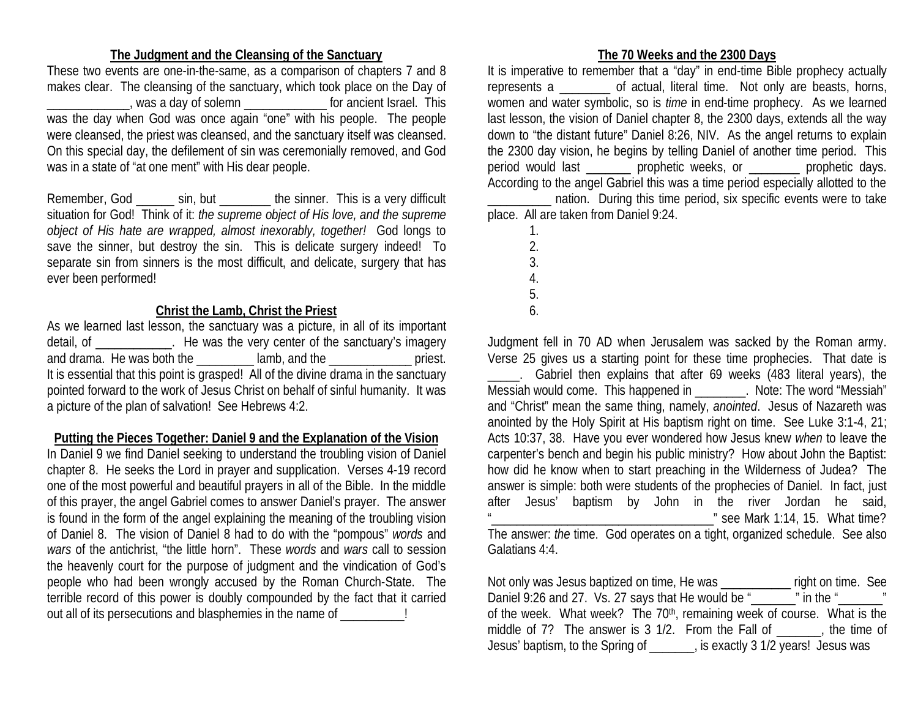### The Judgment and the Cleansing of the Sanctuary

These two events are one-in-the-same, as a comparison of chapters 7 and 8 makes clear. The cleansing of the sanctuary, which took place on the Day of _____________, was a day of solemn _____________ for ancient Israel. This was the day when God was once again "one" with his people. The people were cleansed, the priest was cleansed, and the sanctuary itself was cleansed. On this special day, the defilement of sin was ceremonially removed, and God was in a state of "at one ment" with His dear people.

Remember, God ______ sin, but ________ the sinner. This is a very difficult situation for God! Think of it: *the supreme object of His love, and the supreme object of His hate are wrapped, almost inexorably, together!* God longs to save the sinner, but destroy the sin. This is delicate surgery indeed! To separate sin from sinners is the most difficult, and delicate, surgery that has ever been performed!

### Christ the Lamb, Christ the Priest

As we learned last lesson, the sanctuary was a picture, in all of its important detail, of ____________. He was the very center of the sanctuary's imagery and drama. He was both the _________ lamb, and the _____________ priest. It is essential that this point is grasped! All of the divine drama in the sanctuary pointed forward to the work of Jesus Christ on behalf of sinful humanity. It was a picture of the plan of salvation! See Hebrews 4:2.

### Putting the Pieces Together: Daniel 9 and the Explanation of the Vision

In Daniel 9 we find Daniel seeking to understand the troubling vision of Daniel chapter 8. He seeks the Lord in prayer and supplication. Verses 4-19 record one of the most powerful and beautiful prayers in all of the Bible. In the middle of this prayer, the angel Gabriel comes to answer Daniel's prayer. The answer is found in the form of the angel explaining the meaning of the troubling vision of Daniel 8. The vision of Daniel 8 had to do with the "pompous" *words* and *wars* of the antichrist, "the little horn". These *words* and *wars* call to session the heavenly court for the purpose of judgment and the vindication of God's people who had been wrongly accused by the Roman Church-State. The terrible record of this power is doubly compounded by the fact that it carried out all of its persecutions and blasphemies in the name of __________!

### The 70 Weeks and the 2300 Days

It is imperative to remember that a "day" in end-time Bible prophecy actually represents a ________ of actual, literal time. Not only are beasts, horns, women and water symbolic, so is *time* in end-time prophecy. As we learned last lesson, the vision of Daniel chapter 8, the 2300 days, extends all the way down to "the distant future" Daniel 8:26, NIV. As the angel returns to explain the 2300 day vision, he begins by telling Daniel of another time period. This period would last _______ prophetic weeks, or ________ prophetic days. According to the angel Gabriel this was a time period especially allotted to the __________ nation. During this time period, six specific events were to take place. All are taken from Daniel 9:24.

1.
2.
3.
4.
5.
6.

Judgment fell in 70 AD when Jerusalem was sacked by the Roman army. Verse 25 gives us a starting point for these time prophecies. That date is _____. Gabriel then explains that after 69 weeks (483 literal years), the Messiah would come. This happened in ________. Note: The word "Messiah" and "Christ" mean the same thing, namely, *anointed*. Jesus of Nazareth was anointed by the Holy Spirit at His baptism right on time. See Luke 3:1-4, 21; Acts 10:37, 38. Have you ever wondered how Jesus knew *when* to leave the carpenter's bench and begin his public ministry? How about John the Baptist: how did he know when to start preaching in the Wilderness of Judea? The answer is simple: both were students of the prophecies of Daniel. In fact, just after Jesus' baptism by John in the river Jordan he said, "___________________________________" see Mark 1:14, 15. What time? The answer: *the* time. God operates on a tight, organized schedule. See also Galatians 4:4.

Not only was Jesus baptized on time, He was ___________ right on time. See Daniel 9:26 and 27. Vs. 27 says that He would be "_______" in the "_______" of the week. What week? The 70th, remaining week of course. What is the middle of 7? The answer is 3 1/2. From the Fall of _______, the time of Jesus' baptism, to the Spring of _______, is exactly 3 1/2 years! Jesus was